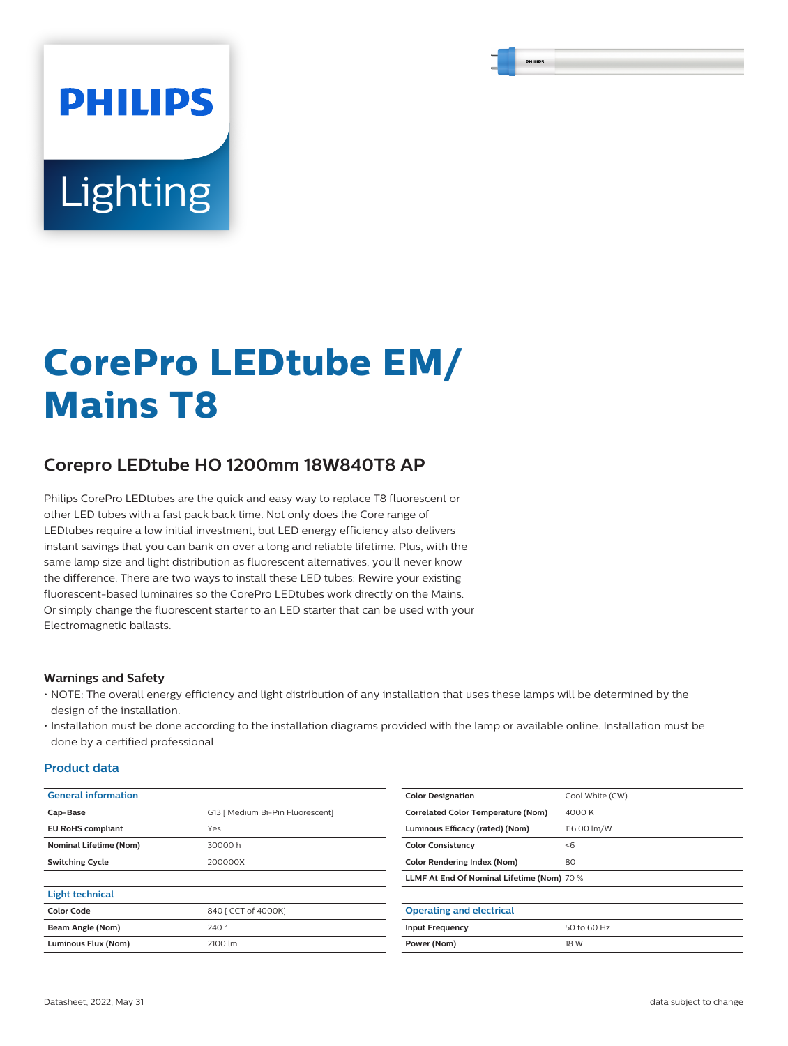# CorePro LEDtube EM/ Mains T8

## Corepro LEDtube HO 1200mm 18W840T8 AP

Philips CorePro LEDtubes are the quick and easy way to replace T8 fluorescent or other LED tubes with a fast pack back time. Not only does the Core range of LEDtubes require a low initial investment, but LED energy efficiency also delivers instant savings that you can bank on over a long and reliable lifetime. Plus, with the same lamp size and light distribution as fluorescent alternatives, you'll never know the difference. There are two ways to install these LED tubes: Rewire your existing fluorescent-based luminaires so the CorePro LEDtubes work directly on the Mains. Or simply change the fluorescent starter to an LED starter that can be used with your Electromagnetic ballasts.

### Warnings and Safety

- NOTE: The overall energy efficiency and light distribution of any installation that uses these lamps will be determined by the design of the installation.
- Installation must be done according to the installation diagrams provided with the lamp or available online. Installation must be done by a certified professional.

### Product data

| General information | |
|---|---|
| **Cap-Base** | G13 [ Medium Bi-Pin Fluorescent] |
| **EU RoHS compliant** | Yes |
| **Nominal Lifetime (Nom)** | 30000 h |
| **Switching Cycle** | 200000X |

| Light technical | |
|---|---|
| **Color Code** | 840 [ CCT of 4000K] |
| **Beam Angle (Nom)** | 240 ° |
| **Luminous Flux (Nom)** | 2100 lm |
| **Color Designation** | Cool White (CW) |
| **Correlated Color Temperature (Nom)** | 4000 K |
| **Luminous Efficacy (rated) (Nom)** | 116.00 lm/W |
| **Color Consistency** | <6 |
| **Color Rendering Index (Nom)** | 80 |
| **LLMF At End Of Nominal Lifetime (Nom)** | 70 % |

| Operating and electrical | |
|---|---|
| **Input Frequency** | 50 to 60 Hz |
| **Power (Nom)** | 18 W |

Datasheet, 2022, May 31 — data subject to change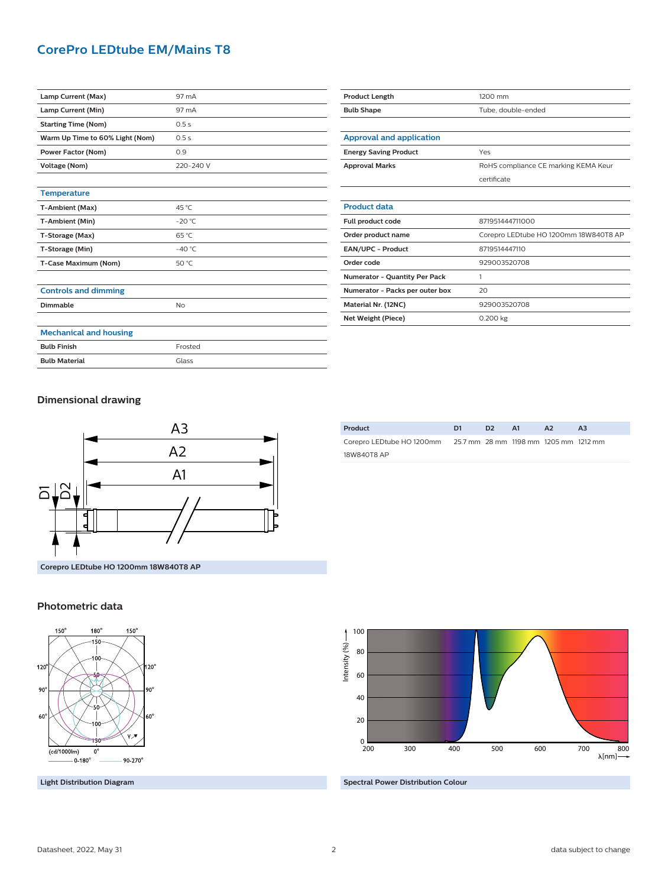# CorePro LEDtube EM/Mains T8

| | |
|---|---|
| **Lamp Current (Max)** | 97 mA |
| **Lamp Current (Min)** | 97 mA |
| **Starting Time (Nom)** | 0.5 s |
| **Warm Up Time to 60% Light (Nom)** | 0.5 s |
| **Power Factor (Nom)** | 0.9 |
| **Voltage (Nom)** | 220-240 V |

### Temperature

| | |
|---|---|
| **T-Ambient (Max)** | 45 °C |
| **T-Ambient (Min)** | -20 °C |
| **T-Storage (Max)** | 65 °C |
| **T-Storage (Min)** | -40 °C |
| **T-Case Maximum (Nom)** | 50 °C |

### Controls and dimming

| | |
|---|---|
| **Dimmable** | No |

### Mechanical and housing

| | |
|---|---|
| **Bulb Finish** | Frosted |
| **Bulb Material** | Glass |
| **Product Length** | 1200 mm |
| **Bulb Shape** | Tube, double-ended |

### Approval and application

| | |
|---|---|
| **Energy Saving Product** | Yes |
| **Approval Marks** | RoHS compliance CE marking KEMA Keur certificate |

### Product data

| | |
|---|---|
| **Full product code** | 871951444711000 |
| **Order product name** | Corepro LEDtube HO 1200mm 18W840T8 AP |
| **EAN/UPC - Product** | 8719514447110 |
| **Order code** | 929003520708 |
| **Numerator - Quantity Per Pack** | 1 |
| **Numerator - Packs per outer box** | 20 |
| **Material Nr. (12NC)** | 929003520708 |
| **Net Weight (Piece)** | 0.200 kg |

## Dimensional drawing

Corepro LEDtube HO 1200mm 18W840T8 AP

| Product | D1 | D2 | A1 | A2 | A3 |
|---|---|---|---|---|---|
| Corepro LEDtube HO 1200mm 18W840T8 AP | 25.7 mm | 28 mm | 1198 mm | 1205 mm | 1212 mm |

## Photometric data

Light Distribution Diagram

Spectral Power Distribution Colour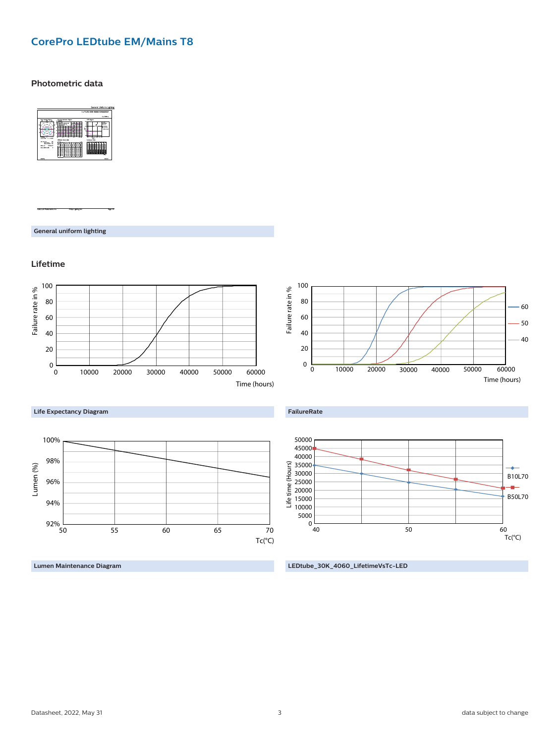## CorePro LEDtube EM/Mains T8

### Photometric data

General uniform lighting

### Lifetime

Life Expectancy Diagram

FailureRate

Lumen Maintenance Diagram

LEDtube_30K_4060_LifetimeVsTc-LED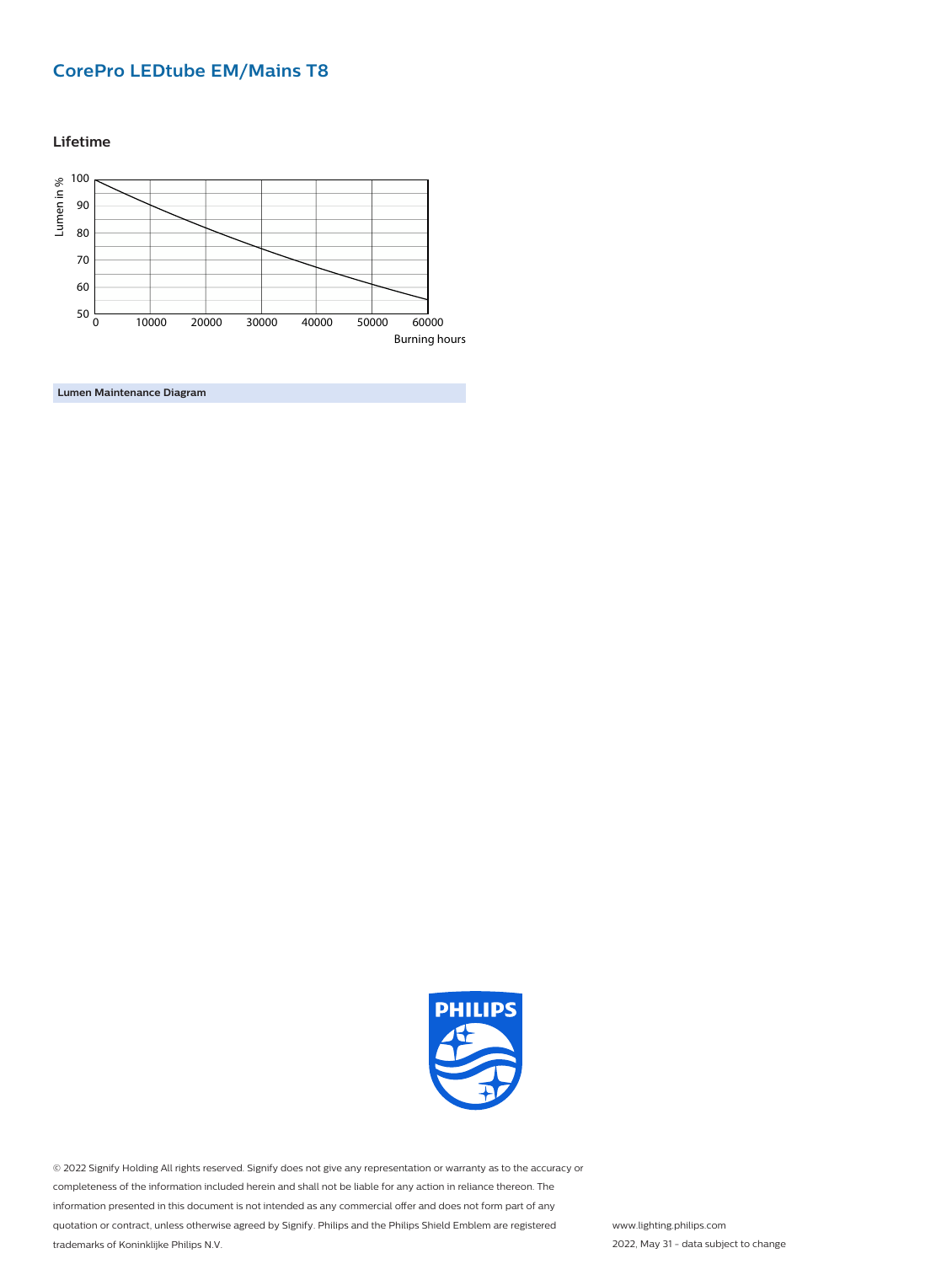# CorePro LEDtube EM/Mains T8

## Lifetime

Lumen in %

100
90
80
70
60
50

0 10000 20000 30000 40000 50000 60000

Burning hours

**Lumen Maintenance Diagram**

© 2022 Signify Holding All rights reserved. Signify does not give any representation or warranty as to the accuracy or completeness of the information included herein and shall not be liable for any action in reliance thereon. The information presented in this document is not intended as any commercial offer and does not form part of any quotation or contract, unless otherwise agreed by Signify. Philips and the Philips Shield Emblem are registered trademarks of Koninklijke Philips N.V.

www.lighting.philips.com

2022, May 31 - data subject to change